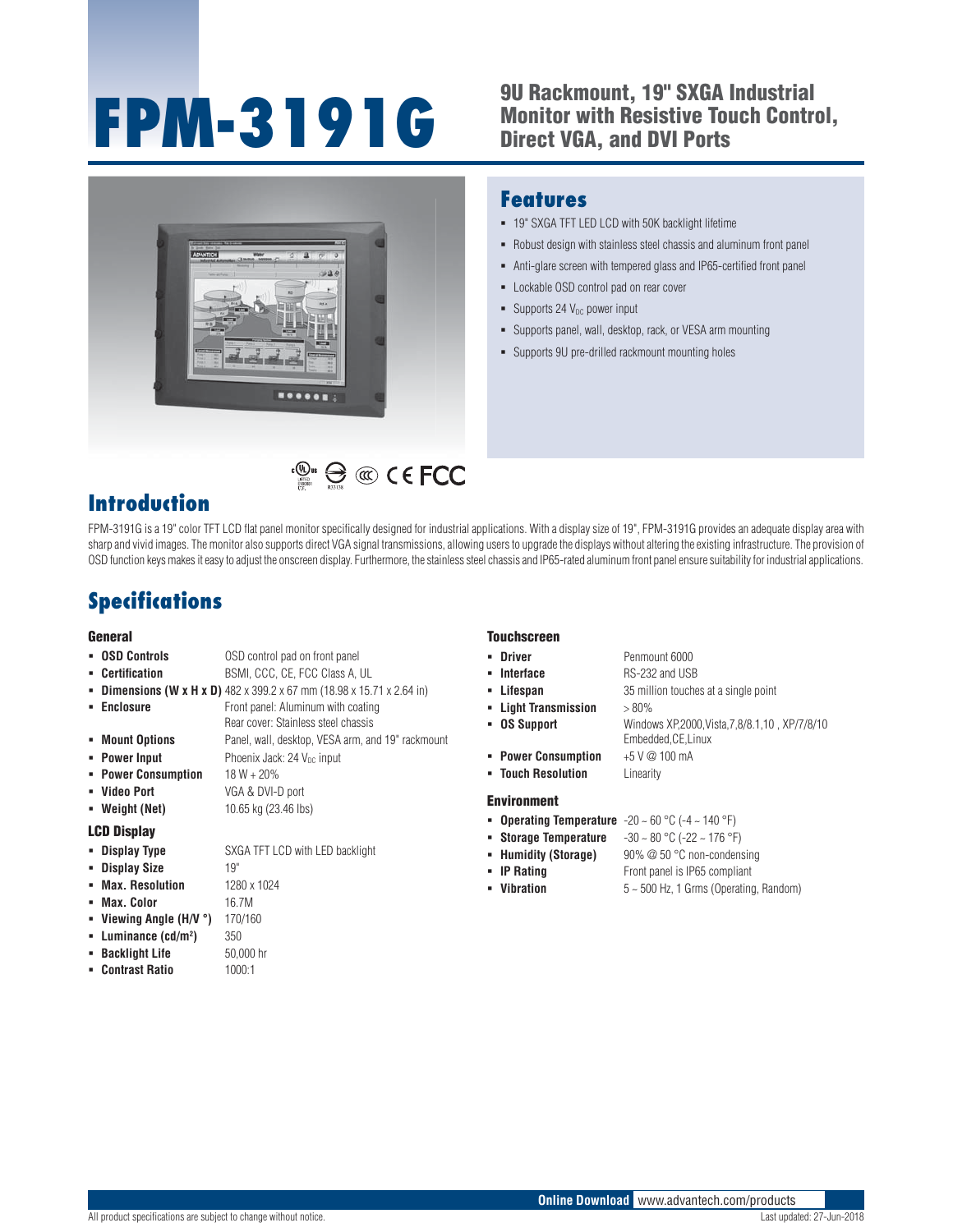# FPM-3191G

## 9U Rackmount, 19" SXGA Industrial Monitor with Resistive Touch Control, Direct VGA, and DVI Ports

## Features

- 19" SXGA TFT LED LCD with 50K backlight lifetime
- Robust design with stainless steel chassis and aluminum front panel
- Anti-glare screen with tempered glass and IP65-certified front panel
- Lockable OSD control pad on rear cover
- Supports 24 $V_{DC}$ power input
- Supports panel, wall, desktop, rack, or VESA arm mounting
- Supports 9U pre-drilled rackmount mounting holes

## Introduction

FPM-3191G is a 19" color TFT LCD flat panel monitor specifically designed for industrial applications. With a display size of 19", FPM-3191G provides an adequate display area with sharp and vivid images. The monitor also supports direct VGA signal transmissions, allowing users to upgrade the displays without altering the existing infrastructure. The provision of OSD function keys makes it easy to adjust the onscreen display. Furthermore, the stainless steel chassis and IP65-rated aluminum front panel ensure suitability for industrial applications.

## Specifications

### General

- **OSD Controls**: OSD control pad on front panel
- **Certification**: BSMI, CCC, CE, FCC Class A, UL
- **Dimensions (W x H x D)**: 482 x 399.2 x 67 mm (18.98 x 15.71 x 2.64 in)
- **Enclosure**: Front panel: Aluminum with coating; Rear cover: Stainless steel chassis
- **Mount Options**: Panel, wall, desktop, VESA arm, and 19" rackmount
- **Power Input**: Phoenix Jack: 24 $V_{DC}$ input
- **Power Consumption**: 18 W + 20%
- **Video Port**: VGA & DVI-D port
- **Weight (Net)**: 10.65 kg (23.46 lbs)

### LCD Display

- **Display Type**: SXGA TFT LCD with LED backlight
- **Display Size**: 19"
- **Max. Resolution**: 1280 x 1024
- **Max. Color**: 16.7M
- **Viewing Angle (H/V °)**: 170/160
- **Luminance (cd/m²)**: 350
- **Backlight Life**: 50,000 hr
- **Contrast Ratio**: 1000:1

### Touchscreen

- **Driver**: Penmount 6000
- **Interface**: RS-232 and USB
- **Lifespan**: 35 million touches at a single point
- **Light Transmission**: > 80%
- **OS Support**: Windows XP,2000,Vista,7,8/8.1,10 , XP/7/8/10 Embedded,CE,Linux
- **Power Consumption**: +5 V @ 100 mA
- **Touch Resolution**: Linearity

### Environment

- **Operating Temperature**: -20 ~ 60 °C (-4 ~ 140 °F)
- **Storage Temperature**: -30 ~ 80 °C (-22 ~ 176 °F)
- **Humidity (Storage)**: 90% @ 50 °C non-condensing
- **IP Rating**: Front panel is IP65 compliant
- **Vibration**: 5 ~ 500 Hz, 1 Grms (Operating, Random)

**Online Download** www.advantech.com/products

All product specifications are subject to change without notice. Last updated: 27-Jun-2018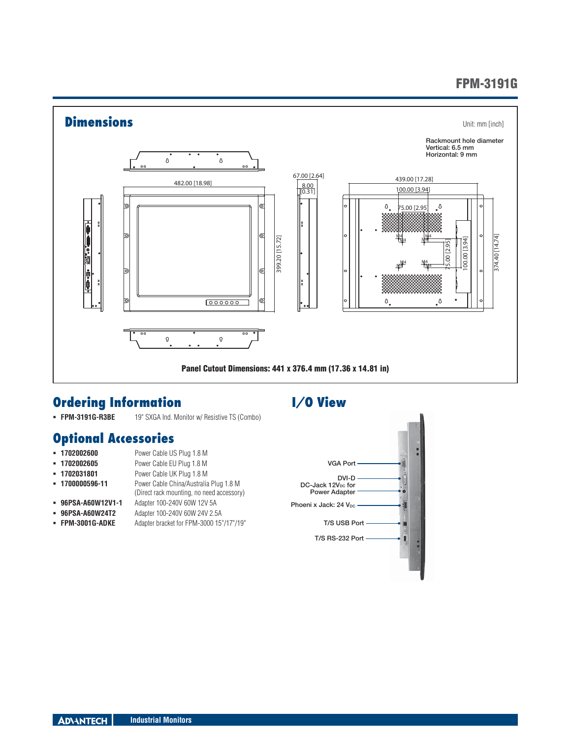## Dimensions

Unit: mm [inch]

Rackmount hole diameter
Vertical: 6.5 mm
Horizontal: 9 mm

482.00 [18.98]
399.20 [15.72]
67.00 [2.64]
8.00
[0.31]
439.00 [17.28]
100.00 [3.94]
75.00 [2.95]
M4
75.00 [2.95]
100.00 [3.94]
374.40 [14.74]

Panel Cutout Dimensions: 441 x 376.4 mm (17.36 x 14.81 in)

## Ordering Information

- **FPM-3191G-R3BE** 19" SXGA Ind. Monitor w/ Resistive TS (Combo)

## Optional Accessories

- **1702002600** Power Cable US Plug 1.8 M
- **1702002605** Power Cable EU Plug 1.8 M
- **1702031801** Power Cable UK Plug 1.8 M
- **1700000596-11** Power Cable China/Australia Plug 1.8 M (Direct rack mounting, no need accessory)
- **96PSA-A60W12V1-1** Adapter 100-240V 60W 12V 5A
- **96PSA-A60W24T2** Adapter 100-240V 60W 24V 2.5A
- **FPM-3001G-ADKE** Adapter bracket for FPM-3000 15"/17"/19"

## I/O View

VGA Port
DVI-D
DC-Jack 12$V_{DC}$ for Power Adapter
Phoeni x Jack: 24 $V_{DC}$
T/S USB Port
T/S RS-232 Port